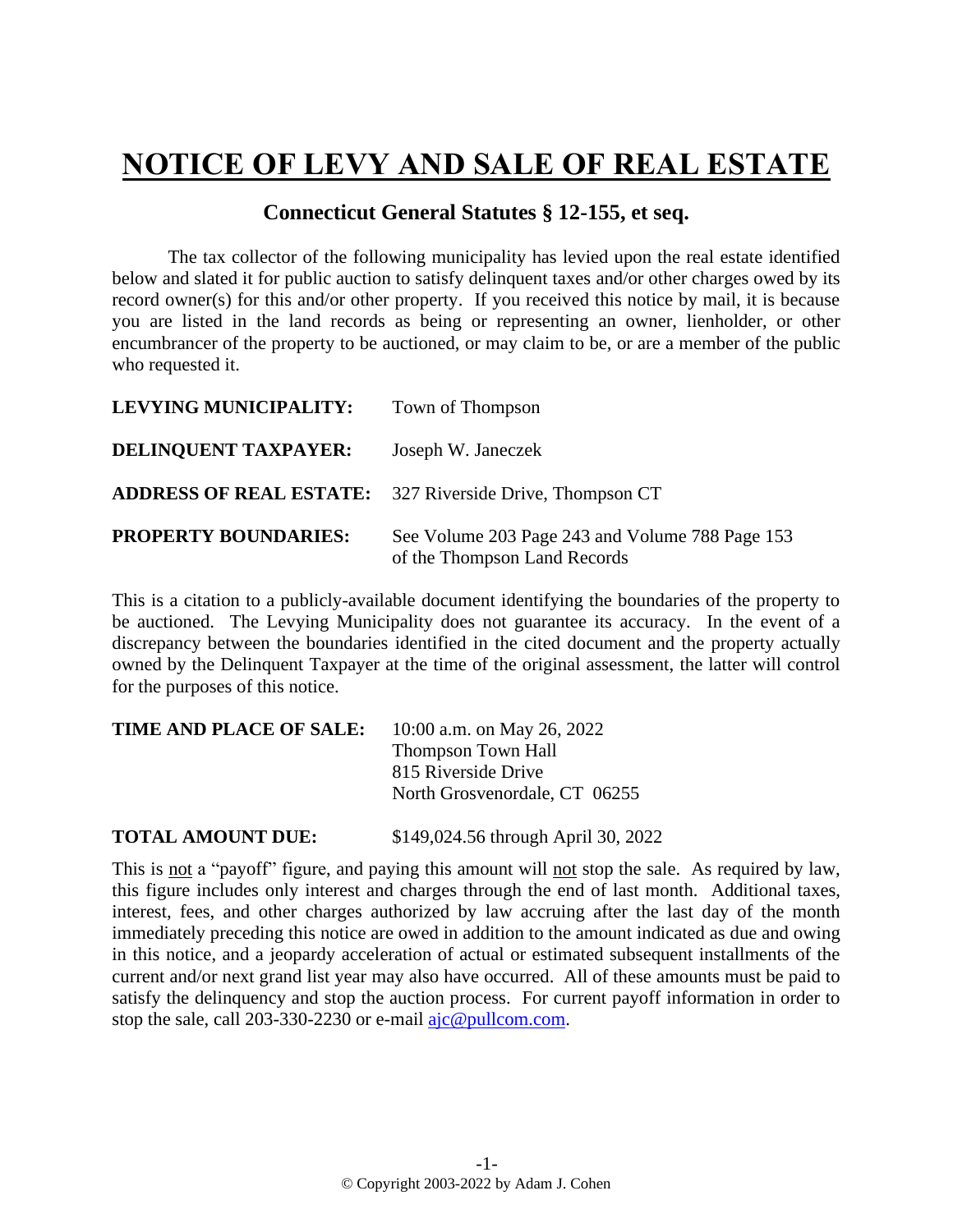# NOTICE OF LEVY AND SALE OF REAL ESTATE

## Connecticut General Statutes § 12-155, et seq.

The tax collector of the following municipality has levied upon the real estate identified below and slated it for public auction to satisfy delinquent taxes and/or other charges owed by its record owner(s) for this and/or other property. If you received this notice by mail, it is because you are listed in the land records as being or representing an owner, lienholder, or other encumbrancer of the property to be auctioned, or may claim to be, or are a member of the public who requested it.

**LEVYING MUNICIPALITY:** Town of Thompson

**DELINQUENT TAXPAYER:** Joseph W. Janeczek

**ADDRESS OF REAL ESTATE:** 327 Riverside Drive, Thompson CT

**PROPERTY BOUNDARIES:** See Volume 203 Page 243 and Volume 788 Page 153 of the Thompson Land Records

This is a citation to a publicly-available document identifying the boundaries of the property to be auctioned. The Levying Municipality does not guarantee its accuracy. In the event of a discrepancy between the boundaries identified in the cited document and the property actually owned by the Delinquent Taxpayer at the time of the original assessment, the latter will control for the purposes of this notice.

**TIME AND PLACE OF SALE:** 10:00 a.m. on May 26, 2022
Thompson Town Hall
815 Riverside Drive
North Grosvenordale, CT 06255

**TOTAL AMOUNT DUE:** $149,024.56 through April 30, 2022

This is not a "payoff" figure, and paying this amount will not stop the sale. As required by law, this figure includes only interest and charges through the end of last month. Additional taxes, interest, fees, and other charges authorized by law accruing after the last day of the month immediately preceding this notice are owed in addition to the amount indicated as due and owing in this notice, and a jeopardy acceleration of actual or estimated subsequent installments of the current and/or next grand list year may also have occurred. All of these amounts must be paid to satisfy the delinquency and stop the auction process. For current payoff information in order to stop the sale, call 203-330-2230 or e-mail ajc@pullcom.com.

© Copyright 2003-2022 by Adam J. Cohen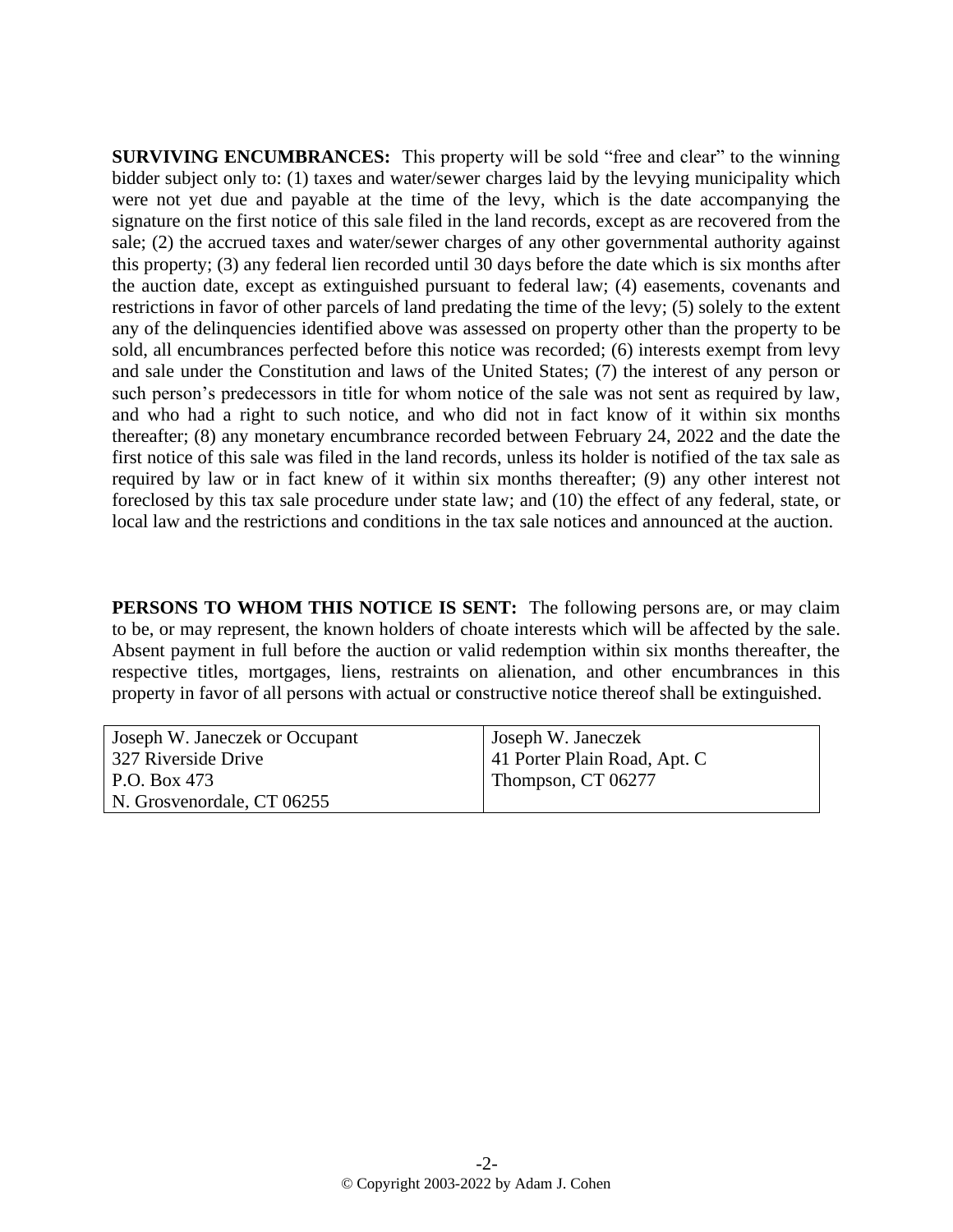**SURVIVING ENCUMBRANCES:** This property will be sold "free and clear" to the winning bidder subject only to: (1) taxes and water/sewer charges laid by the levying municipality which were not yet due and payable at the time of the levy, which is the date accompanying the signature on the first notice of this sale filed in the land records, except as are recovered from the sale; (2) the accrued taxes and water/sewer charges of any other governmental authority against this property; (3) any federal lien recorded until 30 days before the date which is six months after the auction date, except as extinguished pursuant to federal law; (4) easements, covenants and restrictions in favor of other parcels of land predating the time of the levy; (5) solely to the extent any of the delinquencies identified above was assessed on property other than the property to be sold, all encumbrances perfected before this notice was recorded; (6) interests exempt from levy and sale under the Constitution and laws of the United States; (7) the interest of any person or such person's predecessors in title for whom notice of the sale was not sent as required by law, and who had a right to such notice, and who did not in fact know of it within six months thereafter; (8) any monetary encumbrance recorded between February 24, 2022 and the date the first notice of this sale was filed in the land records, unless its holder is notified of the tax sale as required by law or in fact knew of it within six months thereafter; (9) any other interest not foreclosed by this tax sale procedure under state law; and (10) the effect of any federal, state, or local law and the restrictions and conditions in the tax sale notices and announced at the auction.

**PERSONS TO WHOM THIS NOTICE IS SENT:** The following persons are, or may claim to be, or may represent, the known holders of choate interests which will be affected by the sale. Absent payment in full before the auction or valid redemption within six months thereafter, the respective titles, mortgages, liens, restraints on alienation, and other encumbrances in this property in favor of all persons with actual or constructive notice thereof shall be extinguished.

| | |
|---|---|
| Joseph W. Janeczek or Occupant<br>327 Riverside Drive<br>P.O. Box 473<br>N. Grosvenordale, CT 06255 | Joseph W. Janeczek<br>41 Porter Plain Road, Apt. C<br>Thompson, CT 06277 |

© Copyright 2003-2022 by Adam J. Cohen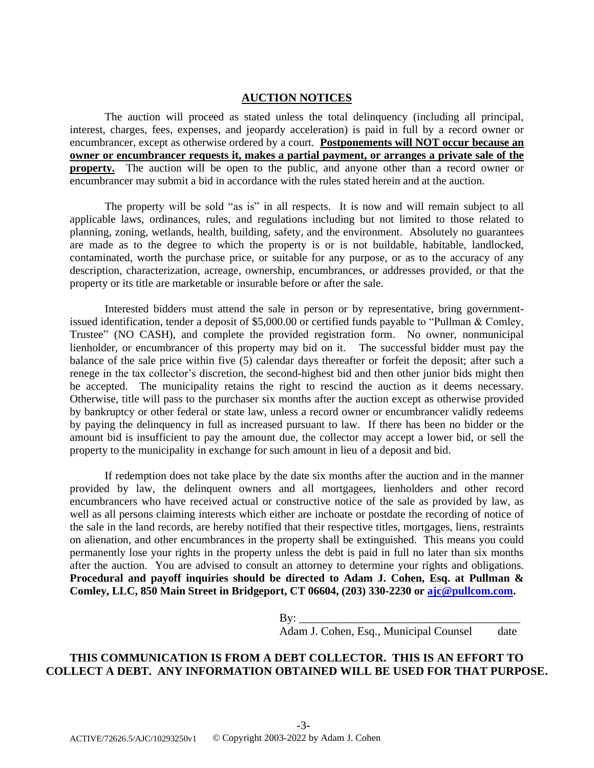## AUCTION NOTICES

The auction will proceed as stated unless the total delinquency (including all principal, interest, charges, fees, expenses, and jeopardy acceleration) is paid in full by a record owner or encumbrancer, except as otherwise ordered by a court. **Postponements will NOT occur because an owner or encumbrancer requests it, makes a partial payment, or arranges a private sale of the property.** The auction will be open to the public, and anyone other than a record owner or encumbrancer may submit a bid in accordance with the rules stated herein and at the auction.

The property will be sold "as is" in all respects. It is now and will remain subject to all applicable laws, ordinances, rules, and regulations including but not limited to those related to planning, zoning, wetlands, health, building, safety, and the environment. Absolutely no guarantees are made as to the degree to which the property is or is not buildable, habitable, landlocked, contaminated, worth the purchase price, or suitable for any purpose, or as to the accuracy of any description, characterization, acreage, ownership, encumbrances, or addresses provided, or that the property or its title are marketable or insurable before or after the sale.

Interested bidders must attend the sale in person or by representative, bring government-issued identification, tender a deposit of $5,000.00 or certified funds payable to "Pullman & Comley, Trustee" (NO CASH), and complete the provided registration form. No owner, nonmunicipal lienholder, or encumbrancer of this property may bid on it. The successful bidder must pay the balance of the sale price within five (5) calendar days thereafter or forfeit the deposit; after such a renege in the tax collector's discretion, the second-highest bid and then other junior bids might then be accepted. The municipality retains the right to rescind the auction as it deems necessary. Otherwise, title will pass to the purchaser six months after the auction except as otherwise provided by bankruptcy or other federal or state law, unless a record owner or encumbrancer validly redeems by paying the delinquency in full as increased pursuant to law. If there has been no bidder or the amount bid is insufficient to pay the amount due, the collector may accept a lower bid, or sell the property to the municipality in exchange for such amount in lieu of a deposit and bid.

If redemption does not take place by the date six months after the auction and in the manner provided by law, the delinquent owners and all mortgagees, lienholders and other record encumbrancers who have received actual or constructive notice of the sale as provided by law, as well as all persons claiming interests which either are inchoate or postdate the recording of notice of the sale in the land records, are hereby notified that their respective titles, mortgages, liens, restraints on alienation, and other encumbrances in the property shall be extinguished. This means you could permanently lose your rights in the property unless the debt is paid in full no later than six months after the auction. You are advised to consult an attorney to determine your rights and obligations. **Procedural and payoff inquiries should be directed to Adam J. Cohen, Esq. at Pullman & Comley, LLC, 850 Main Street in Bridgeport, CT 06604, (203) 330-2230 or ajc@pullcom.com.**

By: ____________________________________

Adam J. Cohen, Esq., Municipal Counsel date

**THIS COMMUNICATION IS FROM A DEBT COLLECTOR. THIS IS AN EFFORT TO COLLECT A DEBT. ANY INFORMATION OBTAINED WILL BE USED FOR THAT PURPOSE.**

ACTIVE/72626.5/AJC/10293250v1 © Copyright 2003-2022 by Adam J. Cohen